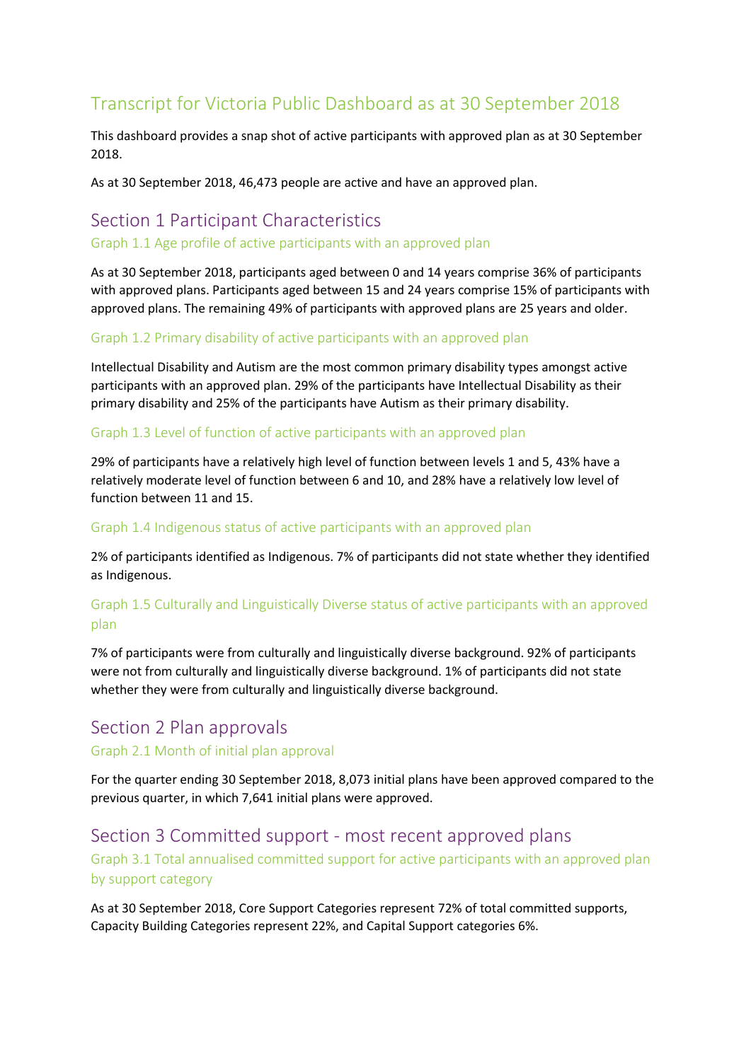# Transcript for Victoria Public Dashboard as at 30 September 2018

This dashboard provides a snap shot of active participants with approved plan as at 30 September 2018.

As at 30 September 2018, 46,473 people are active and have an approved plan.

## Section 1 Participant Characteristics

### Graph 1.1 Age profile of active participants with an approved plan

As at 30 September 2018, participants aged between 0 and 14 years comprise 36% of participants with approved plans. Participants aged between 15 and 24 years comprise 15% of participants with approved plans. The remaining 49% of participants with approved plans are 25 years and older.

### Graph 1.2 Primary disability of active participants with an approved plan

Intellectual Disability and Autism are the most common primary disability types amongst active participants with an approved plan. 29% of the participants have Intellectual Disability as their primary disability and 25% of the participants have Autism as their primary disability.

### Graph 1.3 Level of function of active participants with an approved plan

29% of participants have a relatively high level of function between levels 1 and 5, 43% have a relatively moderate level of function between 6 and 10, and 28% have a relatively low level of function between 11 and 15.

### Graph 1.4 Indigenous status of active participants with an approved plan

2% of participants identified as Indigenous. 7% of participants did not state whether they identified as Indigenous.

### Graph 1.5 Culturally and Linguistically Diverse status of active participants with an approved plan

7% of participants were from culturally and linguistically diverse background. 92% of participants were not from culturally and linguistically diverse background. 1% of participants did not state whether they were from culturally and linguistically diverse background.

## Section 2 Plan approvals

### Graph 2.1 Month of initial plan approval

For the quarter ending 30 September 2018, 8,073 initial plans have been approved compared to the previous quarter, in which 7,641 initial plans were approved.

## Section 3 Committed support - most recent approved plans

### Graph 3.1 Total annualised committed support for active participants with an approved plan by support category

As at 30 September 2018, Core Support Categories represent 72% of total committed supports, Capacity Building Categories represent 22%, and Capital Support categories 6%.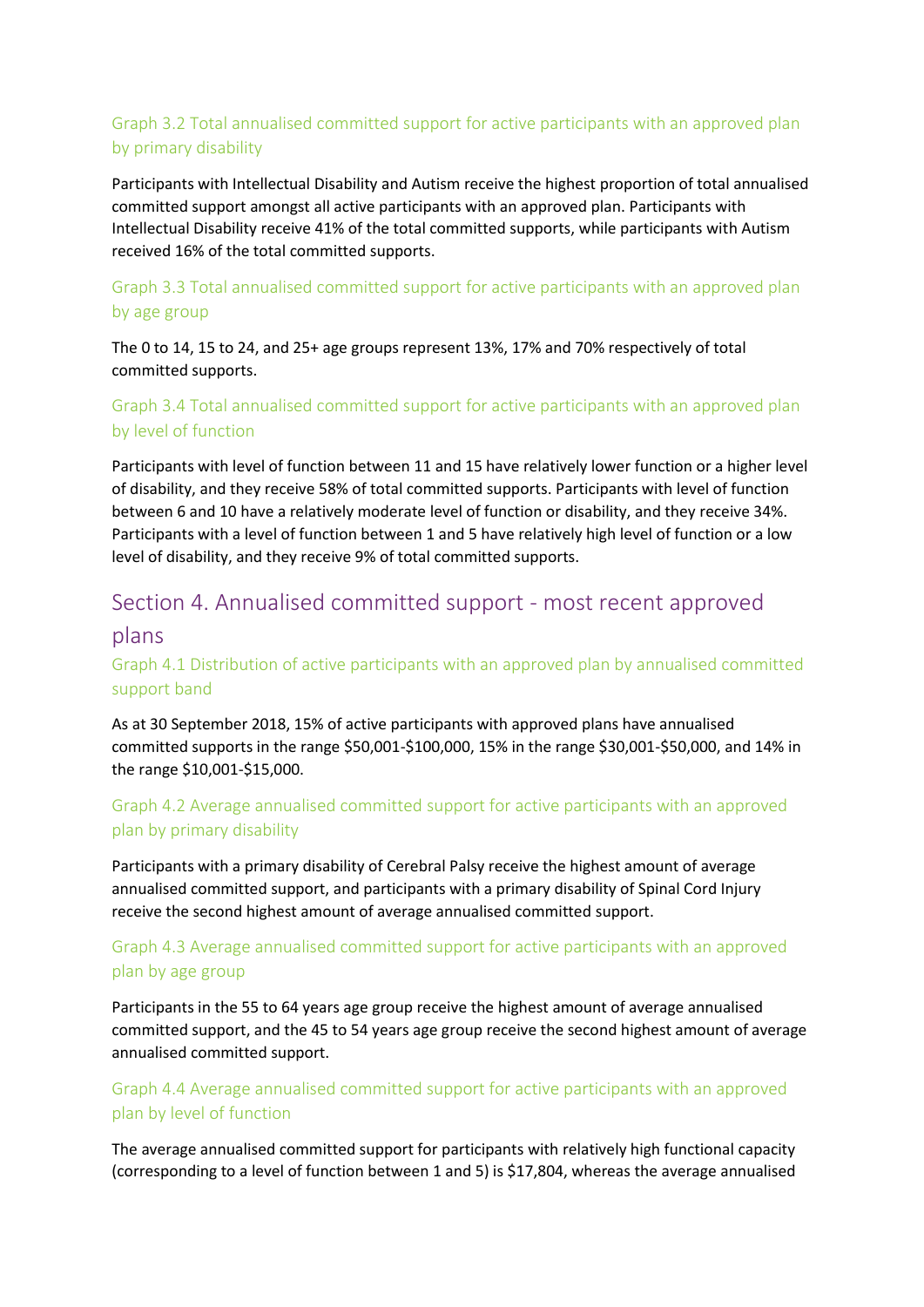### Graph 3.2 Total annualised committed support for active participants with an approved plan by primary disability

Participants with Intellectual Disability and Autism receive the highest proportion of total annualised committed support amongst all active participants with an approved plan. Participants with Intellectual Disability receive 41% of the total committed supports, while participants with Autism received 16% of the total committed supports.

### Graph 3.3 Total annualised committed support for active participants with an approved plan by age group

The 0 to 14, 15 to 24, and 25+ age groups represent 13%, 17% and 70% respectively of total committed supports.

### Graph 3.4 Total annualised committed support for active participants with an approved plan by level of function

Participants with level of function between 11 and 15 have relatively lower function or a higher level of disability, and they receive 58% of total committed supports. Participants with level of function between 6 and 10 have a relatively moderate level of function or disability, and they receive 34%. Participants with a level of function between 1 and 5 have relatively high level of function or a low level of disability, and they receive 9% of total committed supports.

## Section 4. Annualised committed support - most recent approved plans

### Graph 4.1 Distribution of active participants with an approved plan by annualised committed support band

As at 30 September 2018, 15% of active participants with approved plans have annualised committed supports in the range $50,001-$100,000, 15% in the range $30,001-$50,000, and 14% in the range $10,001-$15,000.

### Graph 4.2 Average annualised committed support for active participants with an approved plan by primary disability

Participants with a primary disability of Cerebral Palsy receive the highest amount of average annualised committed support, and participants with a primary disability of Spinal Cord Injury receive the second highest amount of average annualised committed support.

### Graph 4.3 Average annualised committed support for active participants with an approved plan by age group

Participants in the 55 to 64 years age group receive the highest amount of average annualised committed support, and the 45 to 54 years age group receive the second highest amount of average annualised committed support.

### Graph 4.4 Average annualised committed support for active participants with an approved plan by level of function

The average annualised committed support for participants with relatively high functional capacity (corresponding to a level of function between 1 and 5) is $17,804, whereas the average annualised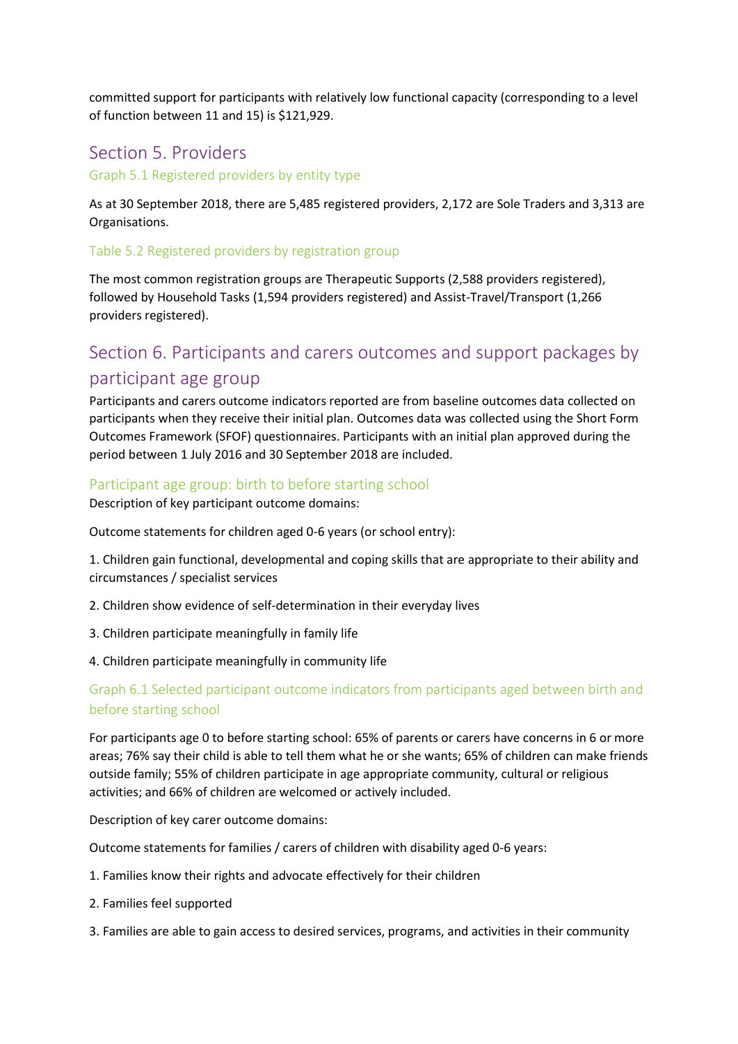committed support for participants with relatively low functional capacity (corresponding to a level of function between 11 and 15) is $121,929.

## Section 5. Providers

### Graph 5.1 Registered providers by entity type

As at 30 September 2018, there are 5,485 registered providers, 2,172 are Sole Traders and 3,313 are Organisations.

### Table 5.2 Registered providers by registration group

The most common registration groups are Therapeutic Supports (2,588 providers registered), followed by Household Tasks (1,594 providers registered) and Assist-Travel/Transport (1,266 providers registered).

## Section 6. Participants and carers outcomes and support packages by participant age group

Participants and carers outcome indicators reported are from baseline outcomes data collected on participants when they receive their initial plan. Outcomes data was collected using the Short Form Outcomes Framework (SFOF) questionnaires. Participants with an initial plan approved during the period between 1 July 2016 and 30 September 2018 are included.

### Participant age group: birth to before starting school

Description of key participant outcome domains:

Outcome statements for children aged 0-6 years (or school entry):

1. Children gain functional, developmental and coping skills that are appropriate to their ability and circumstances / specialist services
2. Children show evidence of self-determination in their everyday lives
3. Children participate meaningfully in family life
4. Children participate meaningfully in community life

### Graph 6.1 Selected participant outcome indicators from participants aged between birth and before starting school

For participants age 0 to before starting school: 65% of parents or carers have concerns in 6 or more areas; 76% say their child is able to tell them what he or she wants; 65% of children can make friends outside family; 55% of children participate in age appropriate community, cultural or religious activities; and 66% of children are welcomed or actively included.

Description of key carer outcome domains:

Outcome statements for families / carers of children with disability aged 0-6 years:

1. Families know their rights and advocate effectively for their children
2. Families feel supported
3. Families are able to gain access to desired services, programs, and activities in their community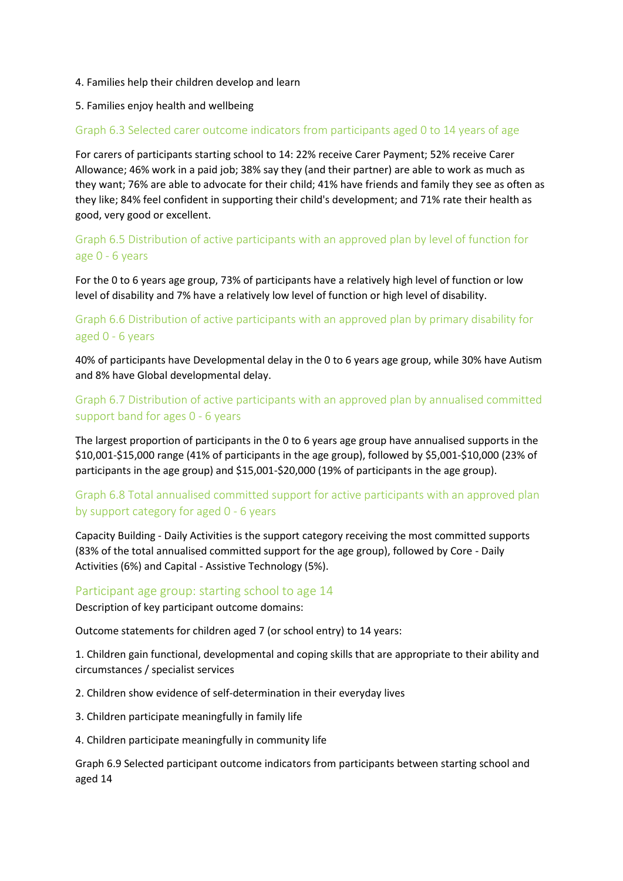4. Families help their children develop and learn

5. Families enjoy health and wellbeing

### Graph 6.3 Selected carer outcome indicators from participants aged 0 to 14 years of age

For carers of participants starting school to 14: 22% receive Carer Payment; 52% receive Carer Allowance; 46% work in a paid job; 38% say they (and their partner) are able to work as much as they want; 76% are able to advocate for their child; 41% have friends and family they see as often as they like; 84% feel confident in supporting their child's development; and 71% rate their health as good, very good or excellent.

### Graph 6.5 Distribution of active participants with an approved plan by level of function for age 0 - 6 years

For the 0 to 6 years age group, 73% of participants have a relatively high level of function or low level of disability and 7% have a relatively low level of function or high level of disability.

### Graph 6.6 Distribution of active participants with an approved plan by primary disability for aged 0 - 6 years

40% of participants have Developmental delay in the 0 to 6 years age group, while 30% have Autism and 8% have Global developmental delay.

### Graph 6.7 Distribution of active participants with an approved plan by annualised committed support band for ages 0 - 6 years

The largest proportion of participants in the 0 to 6 years age group have annualised supports in the $10,001-$15,000 range (41% of participants in the age group), followed by $5,001-$10,000 (23% of participants in the age group) and $15,001-$20,000 (19% of participants in the age group).

### Graph 6.8 Total annualised committed support for active participants with an approved plan by support category for aged 0 - 6 years

Capacity Building - Daily Activities is the support category receiving the most committed supports (83% of the total annualised committed support for the age group), followed by Core - Daily Activities (6%) and Capital - Assistive Technology (5%).

## Participant age group: starting school to age 14

Description of key participant outcome domains:

Outcome statements for children aged 7 (or school entry) to 14 years:

1. Children gain functional, developmental and coping skills that are appropriate to their ability and circumstances / specialist services

2. Children show evidence of self-determination in their everyday lives

3. Children participate meaningfully in family life

4. Children participate meaningfully in community life

Graph 6.9 Selected participant outcome indicators from participants between starting school and aged 14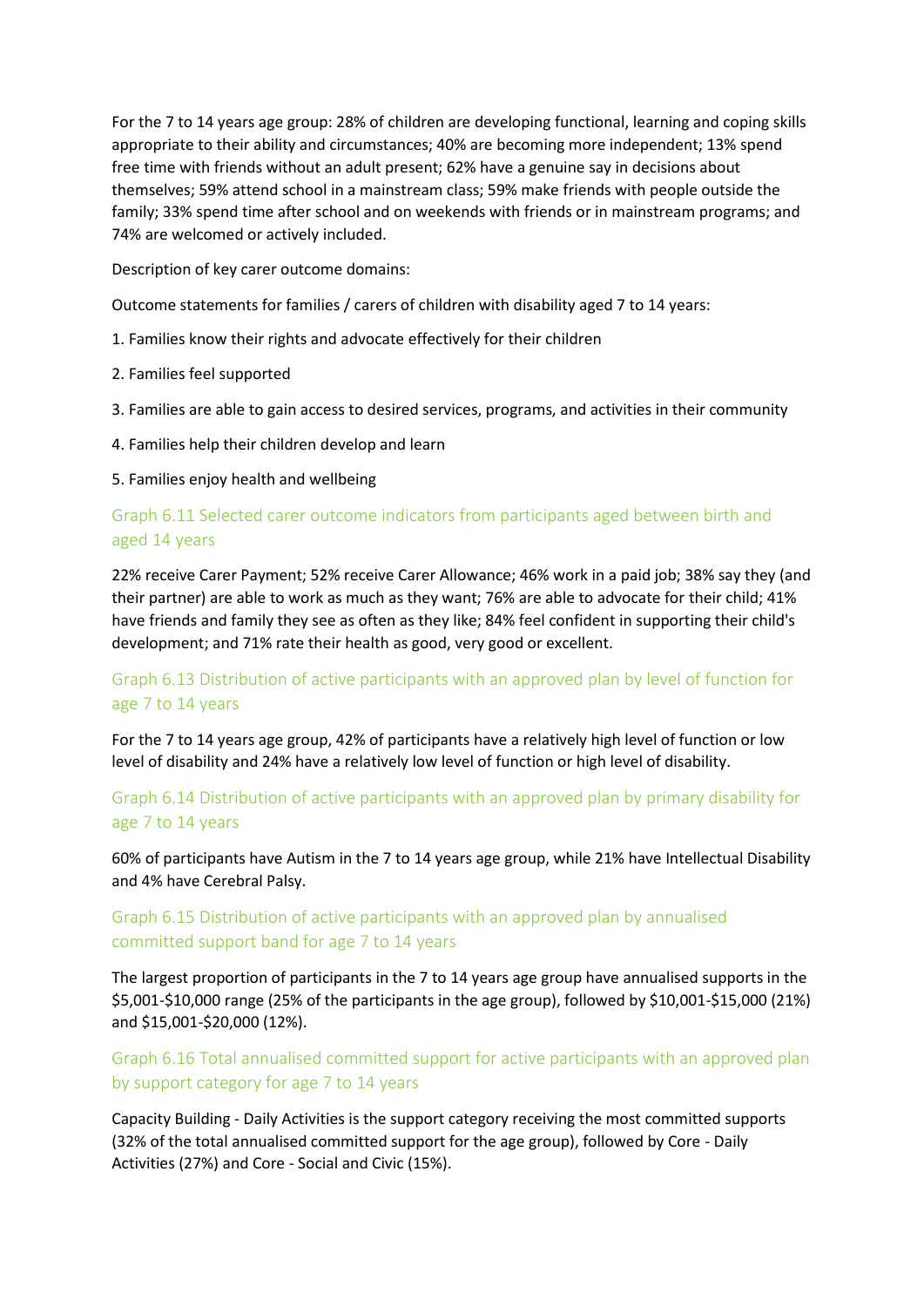For the 7 to 14 years age group: 28% of children are developing functional, learning and coping skills appropriate to their ability and circumstances; 40% are becoming more independent; 13% spend free time with friends without an adult present; 62% have a genuine say in decisions about themselves; 59% attend school in a mainstream class; 59% make friends with people outside the family; 33% spend time after school and on weekends with friends or in mainstream programs; and 74% are welcomed or actively included.

Description of key carer outcome domains:

Outcome statements for families / carers of children with disability aged 7 to 14 years:

1. Families know their rights and advocate effectively for their children
2. Families feel supported
3. Families are able to gain access to desired services, programs, and activities in their community
4. Families help their children develop and learn
5. Families enjoy health and wellbeing

### Graph 6.11 Selected carer outcome indicators from participants aged between birth and aged 14 years

22% receive Carer Payment; 52% receive Carer Allowance; 46% work in a paid job; 38% say they (and their partner) are able to work as much as they want; 76% are able to advocate for their child; 41% have friends and family they see as often as they like; 84% feel confident in supporting their child's development; and 71% rate their health as good, very good or excellent.

### Graph 6.13 Distribution of active participants with an approved plan by level of function for age 7 to 14 years

For the 7 to 14 years age group, 42% of participants have a relatively high level of function or low level of disability and 24% have a relatively low level of function or high level of disability.

### Graph 6.14 Distribution of active participants with an approved plan by primary disability for age 7 to 14 years

60% of participants have Autism in the 7 to 14 years age group, while 21% have Intellectual Disability and 4% have Cerebral Palsy.

### Graph 6.15 Distribution of active participants with an approved plan by annualised committed support band for age 7 to 14 years

The largest proportion of participants in the 7 to 14 years age group have annualised supports in the $5,001-$10,000 range (25% of the participants in the age group), followed by $10,001-$15,000 (21%) and $15,001-$20,000 (12%).

### Graph 6.16 Total annualised committed support for active participants with an approved plan by support category for age 7 to 14 years

Capacity Building - Daily Activities is the support category receiving the most committed supports (32% of the total annualised committed support for the age group), followed by Core - Daily Activities (27%) and Core - Social and Civic (15%).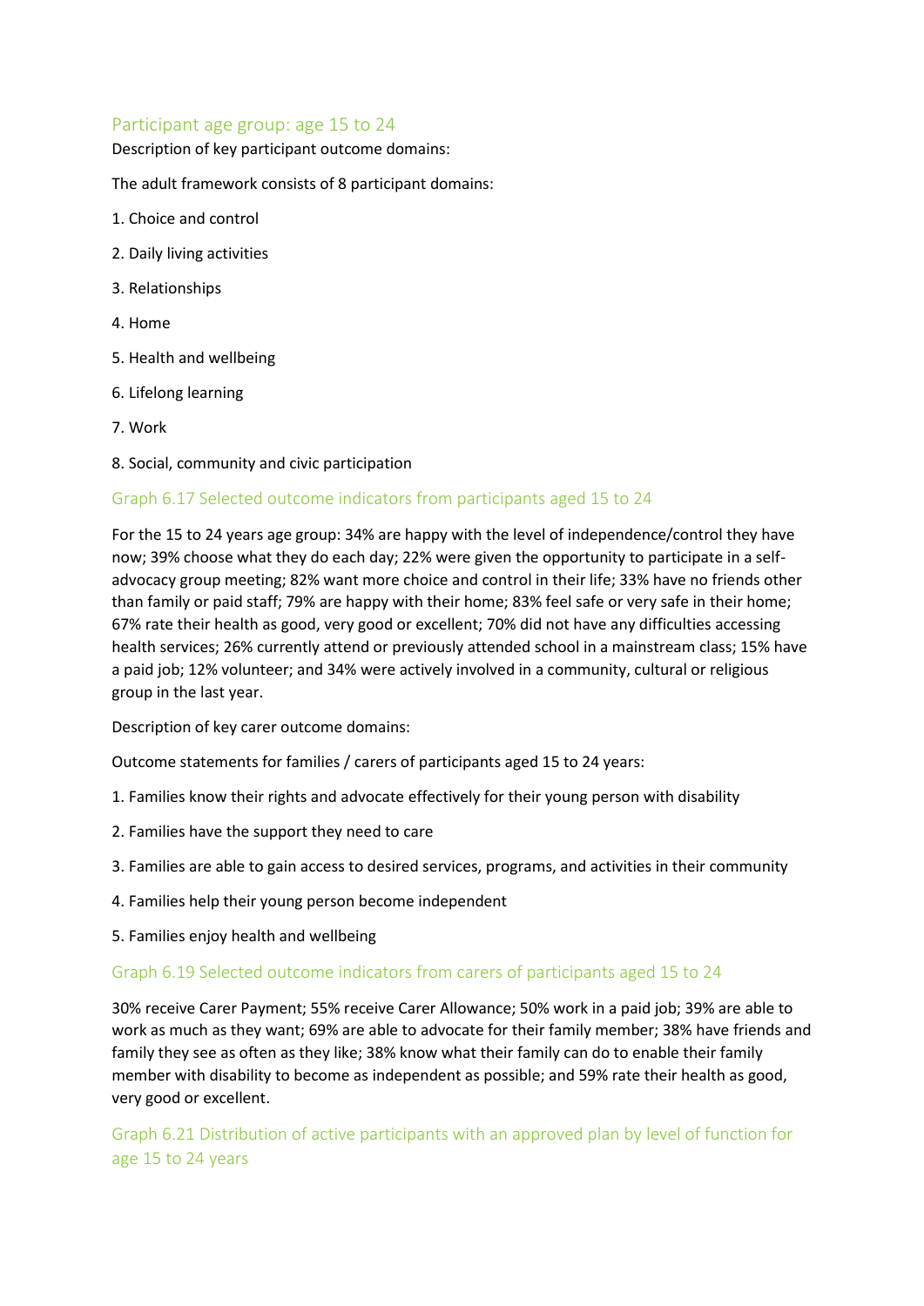## Participant age group: age 15 to 24

Description of key participant outcome domains:

The adult framework consists of 8 participant domains:

1. Choice and control
2. Daily living activities
3. Relationships
4. Home
5. Health and wellbeing
6. Lifelong learning
7. Work
8. Social, community and civic participation

### Graph 6.17 Selected outcome indicators from participants aged 15 to 24

For the 15 to 24 years age group: 34% are happy with the level of independence/control they have now; 39% choose what they do each day; 22% were given the opportunity to participate in a self-advocacy group meeting; 82% want more choice and control in their life; 33% have no friends other than family or paid staff; 79% are happy with their home; 83% feel safe or very safe in their home; 67% rate their health as good, very good or excellent; 70% did not have any difficulties accessing health services; 26% currently attend or previously attended school in a mainstream class; 15% have a paid job; 12% volunteer; and 34% were actively involved in a community, cultural or religious group in the last year.

Description of key carer outcome domains:

Outcome statements for families / carers of participants aged 15 to 24 years:

1. Families know their rights and advocate effectively for their young person with disability
2. Families have the support they need to care
3. Families are able to gain access to desired services, programs, and activities in their community
4. Families help their young person become independent
5. Families enjoy health and wellbeing

### Graph 6.19 Selected outcome indicators from carers of participants aged 15 to 24

30% receive Carer Payment; 55% receive Carer Allowance; 50% work in a paid job; 39% are able to work as much as they want; 69% are able to advocate for their family member; 38% have friends and family they see as often as they like; 38% know what their family can do to enable their family member with disability to become as independent as possible; and 59% rate their health as good, very good or excellent.

### Graph 6.21 Distribution of active participants with an approved plan by level of function for age 15 to 24 years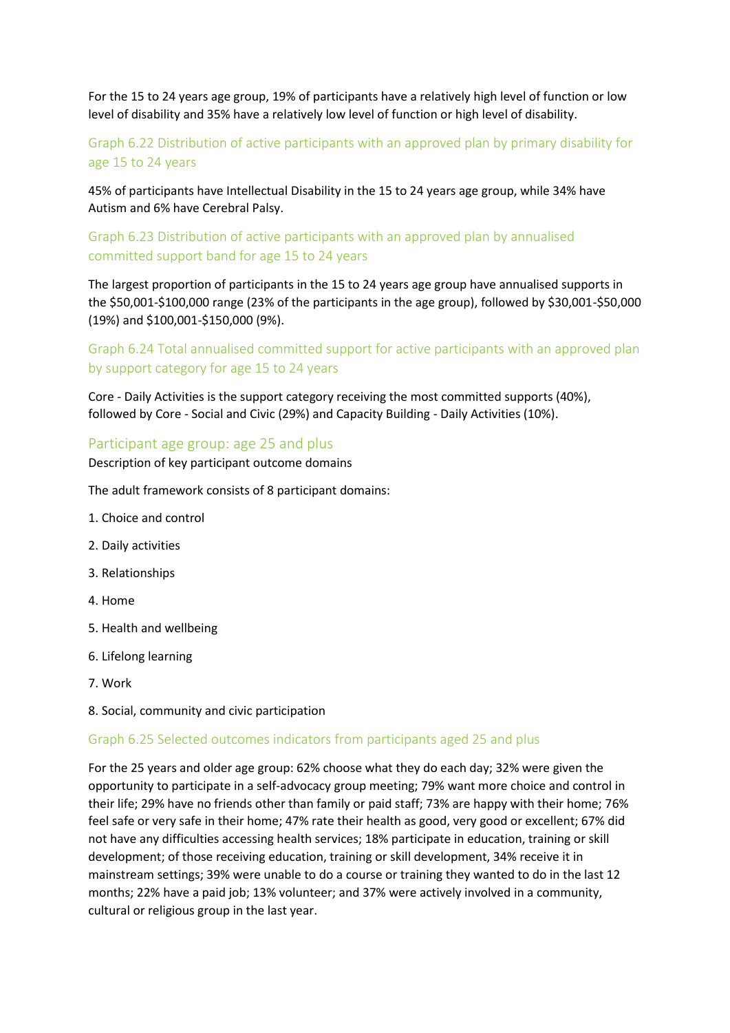For the 15 to 24 years age group, 19% of participants have a relatively high level of function or low level of disability and 35% have a relatively low level of function or high level of disability.

### Graph 6.22 Distribution of active participants with an approved plan by primary disability for age 15 to 24 years

45% of participants have Intellectual Disability in the 15 to 24 years age group, while 34% have Autism and 6% have Cerebral Palsy.

### Graph 6.23 Distribution of active participants with an approved plan by annualised committed support band for age 15 to 24 years

The largest proportion of participants in the 15 to 24 years age group have annualised supports in the $50,001-$100,000 range (23% of the participants in the age group), followed by $30,001-$50,000 (19%) and $100,001-$150,000 (9%).

### Graph 6.24 Total annualised committed support for active participants with an approved plan by support category for age 15 to 24 years

Core - Daily Activities is the support category receiving the most committed supports (40%), followed by Core - Social and Civic (29%) and Capacity Building - Daily Activities (10%).

## Participant age group: age 25 and plus

Description of key participant outcome domains

The adult framework consists of 8 participant domains:

1. Choice and control
2. Daily activities
3. Relationships
4. Home
5. Health and wellbeing
6. Lifelong learning
7. Work
8. Social, community and civic participation

### Graph 6.25 Selected outcomes indicators from participants aged 25 and plus

For the 25 years and older age group: 62% choose what they do each day; 32% were given the opportunity to participate in a self-advocacy group meeting; 79% want more choice and control in their life; 29% have no friends other than family or paid staff; 73% are happy with their home; 76% feel safe or very safe in their home; 47% rate their health as good, very good or excellent; 67% did not have any difficulties accessing health services; 18% participate in education, training or skill development; of those receiving education, training or skill development, 34% receive it in mainstream settings; 39% were unable to do a course or training they wanted to do in the last 12 months; 22% have a paid job; 13% volunteer; and 37% were actively involved in a community, cultural or religious group in the last year.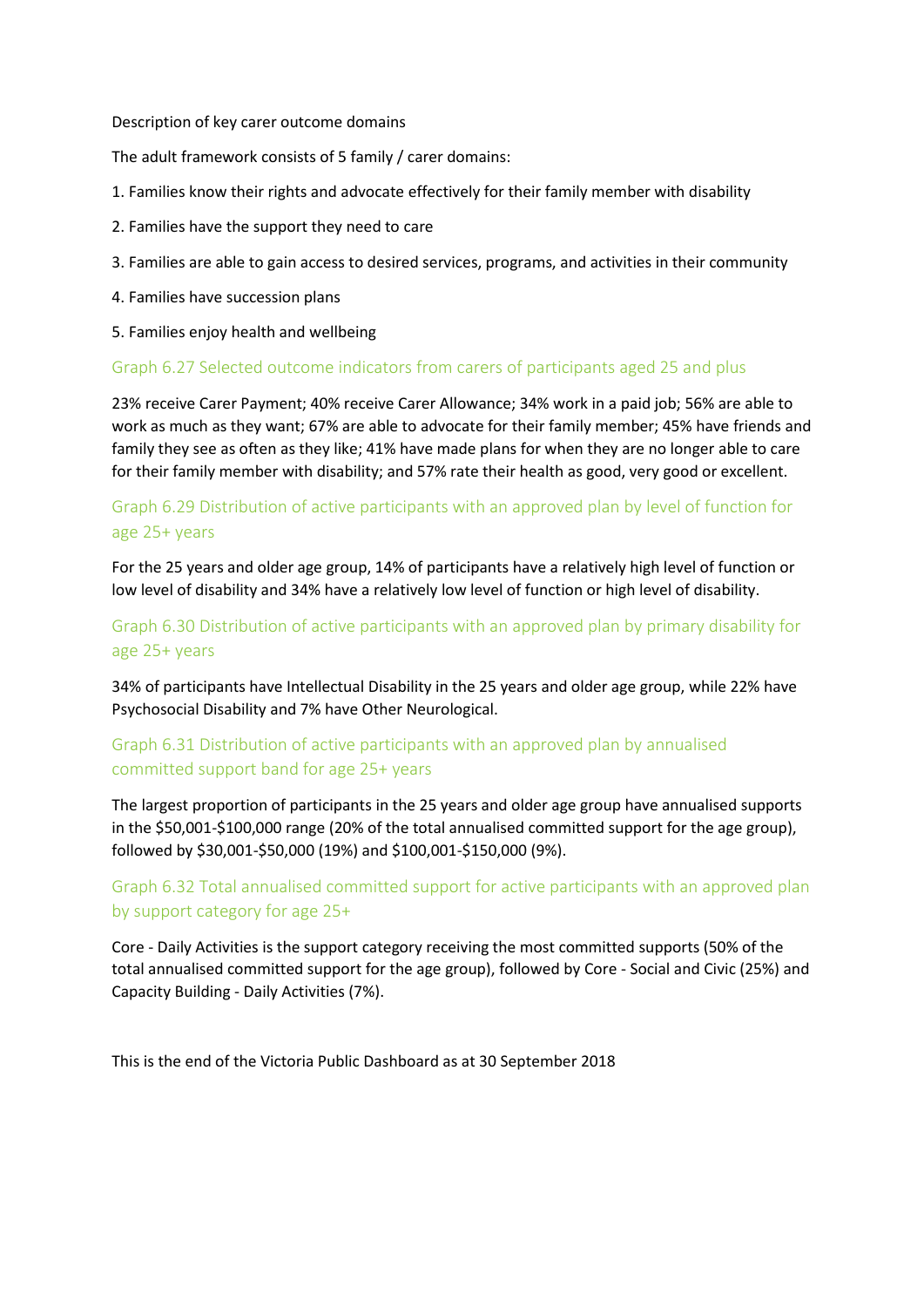Description of key carer outcome domains

The adult framework consists of 5 family / carer domains:

1. Families know their rights and advocate effectively for their family member with disability
2. Families have the support they need to care
3. Families are able to gain access to desired services, programs, and activities in their community
4. Families have succession plans
5. Families enjoy health and wellbeing

### Graph 6.27 Selected outcome indicators from carers of participants aged 25 and plus

23% receive Carer Payment; 40% receive Carer Allowance; 34% work in a paid job; 56% are able to work as much as they want; 67% are able to advocate for their family member; 45% have friends and family they see as often as they like; 41% have made plans for when they are no longer able to care for their family member with disability; and 57% rate their health as good, very good or excellent.

### Graph 6.29 Distribution of active participants with an approved plan by level of function for age 25+ years

For the 25 years and older age group, 14% of participants have a relatively high level of function or low level of disability and 34% have a relatively low level of function or high level of disability.

### Graph 6.30 Distribution of active participants with an approved plan by primary disability for age 25+ years

34% of participants have Intellectual Disability in the 25 years and older age group, while 22% have Psychosocial Disability and 7% have Other Neurological.

### Graph 6.31 Distribution of active participants with an approved plan by annualised committed support band for age 25+ years

The largest proportion of participants in the 25 years and older age group have annualised supports in the $50,001-$100,000 range (20% of the total annualised committed support for the age group), followed by $30,001-$50,000 (19%) and $100,001-$150,000 (9%).

### Graph 6.32 Total annualised committed support for active participants with an approved plan by support category for age 25+

Core - Daily Activities is the support category receiving the most committed supports (50% of the total annualised committed support for the age group), followed by Core - Social and Civic (25%) and Capacity Building - Daily Activities (7%).

This is the end of the Victoria Public Dashboard as at 30 September 2018